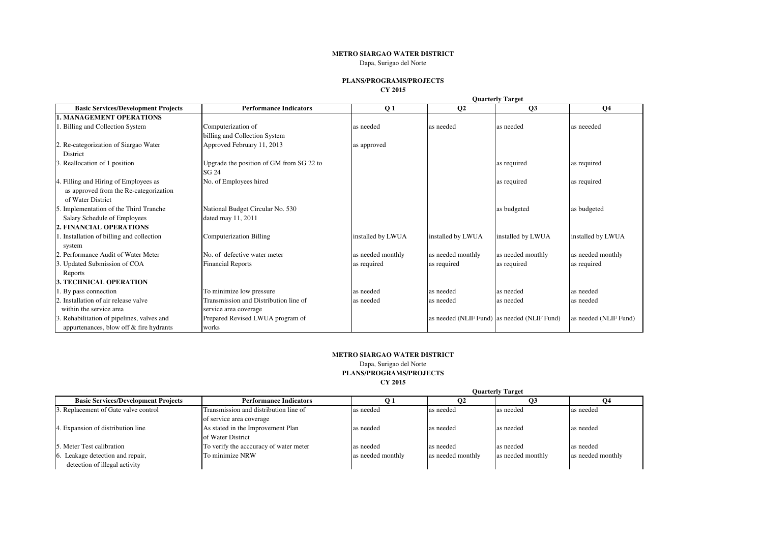**METRO SIARGAO WATER DISTRICT**

Dapa, Surigao del Norte

**PLANS/PROGRAMS/PROJECTS**

**CY 2015**

| Basic Services/Development Projects | Performance Indicators | Quarterly Target | | | |
|---|---|---|---|---|---|
| | | Q 1 | Q2 | Q3 | Q4 |
| **1. MANAGEMENT OPERATIONS** | | | | | |
| 1. Billing and Collection System | Computerization of billing and Collection System | as needed | as needed | as needed | as neeeded |
| 2. Re-categorization of Siargao Water District | Approved February 11, 2013 | as approved | | | |
| 3. Reallocation of 1 position | Upgrade the position of GM from SG 22 to SG 24 | | | as required | as required |
| 4. Filling and Hiring of Employees as as approved from the Re-categorization of Water District | No. of Employees hired | | | as required | as required |
| 5. Implementation of the Third Tranche Salary Schedule of Employees | National Budget Circular No. 530 dated may 11, 2011 | | | as budgeted | as budgeted |
| **2. FINANCIAL OPERATIONS** | | | | | |
| 1. Installation of billing and collection system | Computerization Billing | installed by LWUA | installed by LWUA | installed by LWUA | installed by LWUA |
| 2. Performance Audit of Water Meter | No. of defective water meter | as needed monthly | as needed monthly | as needed monthly | as needed monthly |
| 3. Updated Submission of COA Reports | Financial Reports | as required | as required | as required | as required |
| **3. TECHNICAL OPERATION** | | | | | |
| 1. By pass connection | To minimize low pressure | as needed | as needed | as needed | as needed |
| 2. Installation of air release valve within the service area | Transmission and Distribution line of service area coverage | as needed | as needed | as needed | as needed |
| 3. Rehabilitation of pipelines, valves and appurtenances, blow off & fire hydrants | Prepared Revised LWUA program of works | | as needed (NLIF Fund) | as needed (NLIF Fund) | as needed (NLIF Fund) |
| 3. Replacement of Gate valve control | Transmission and distribution line of of service area coverage | as needed | as needed | as needed | as needed |
| 4. Expansion of distribution line | As stated in the Improvement Plan of Water District | as needed | as needed | as needed | as needed |
| 5. Meter Test calibration | To verify the acccuracy of water meter | as needed | as needed | as needed | as needed |
| 6. Leakage detection and repair, detection of illegal activity | To minimize NRW | as needed monthly | as needed monthly | as needed monthly | as needed monthly |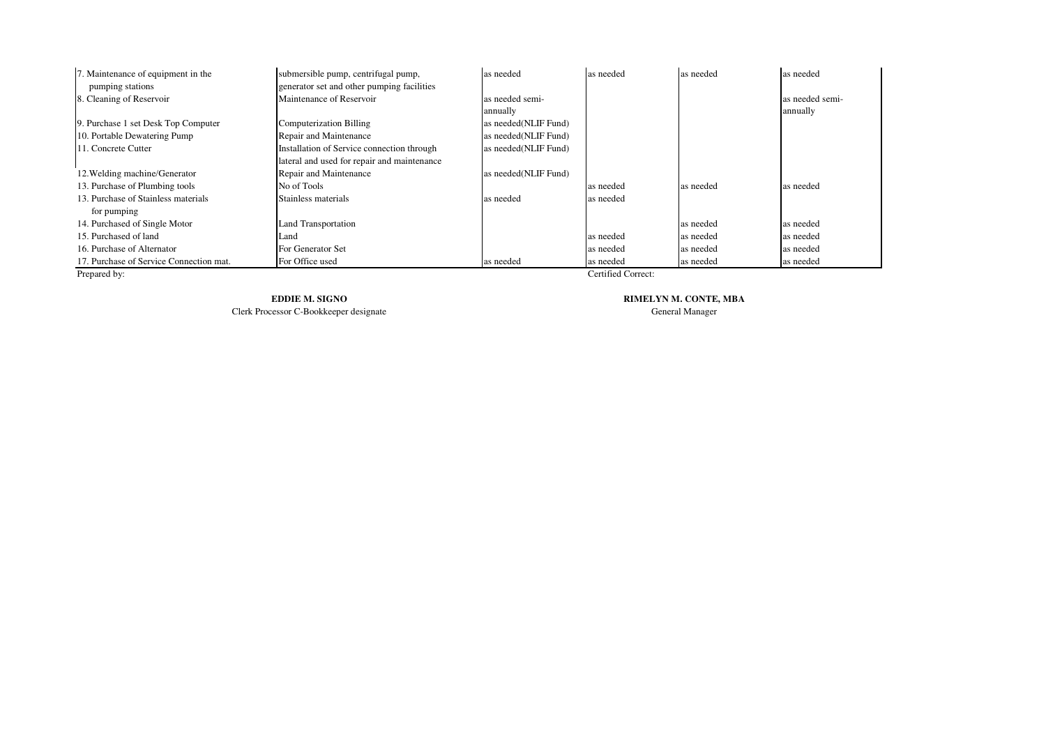| | | | | | |
|---|---|---|---|---|---|
| 7. Maintenance of equipment in the pumping stations | submersible pump, centrifugal pump, generator set and other pumping facilities | as needed | as needed | as needed | as needed |
| 8. Cleaning of Reservoir | Maintenance of Reservoir | as needed semi-annually | | | as needed semi-annually |
| 9. Purchase 1 set Desk Top Computer | Computerization Billing | as needed(NLIF Fund) | | | |
| 10. Portable Dewatering Pump | Repair and Maintenance | as needed(NLIF Fund) | | | |
| 11. Concrete Cutter | Installation of Service connection through lateral and used for repair and maintenance | as needed(NLIF Fund) | | | |
| 12.Welding machine/Generator | Repair and Maintenance | as needed(NLIF Fund) | | | |
| 13. Purchase of Plumbing tools | No of Tools | | as needed | as needed | as needed |
| 13. Purchase of Stainless materials for pumping | Stainless materials | as needed | as needed | | |
| 14. Purchased of Single Motor | Land Transportation | | | as needed | as needed |
| 15. Purchased of land | Land | | as needed | as needed | as needed |
| 16. Purchase of Alternator | For Generator Set | | as needed | as needed | as needed |
| 17. Purchase of Service Connection mat. | For Office used | as needed | as needed | as needed | as needed |

Prepared by:

**EDDIE M. SIGNO**
Clerk Processor C-Bookkeeper designate

Certified Correct:

**RIMELYN M. CONTE, MBA**
General Manager